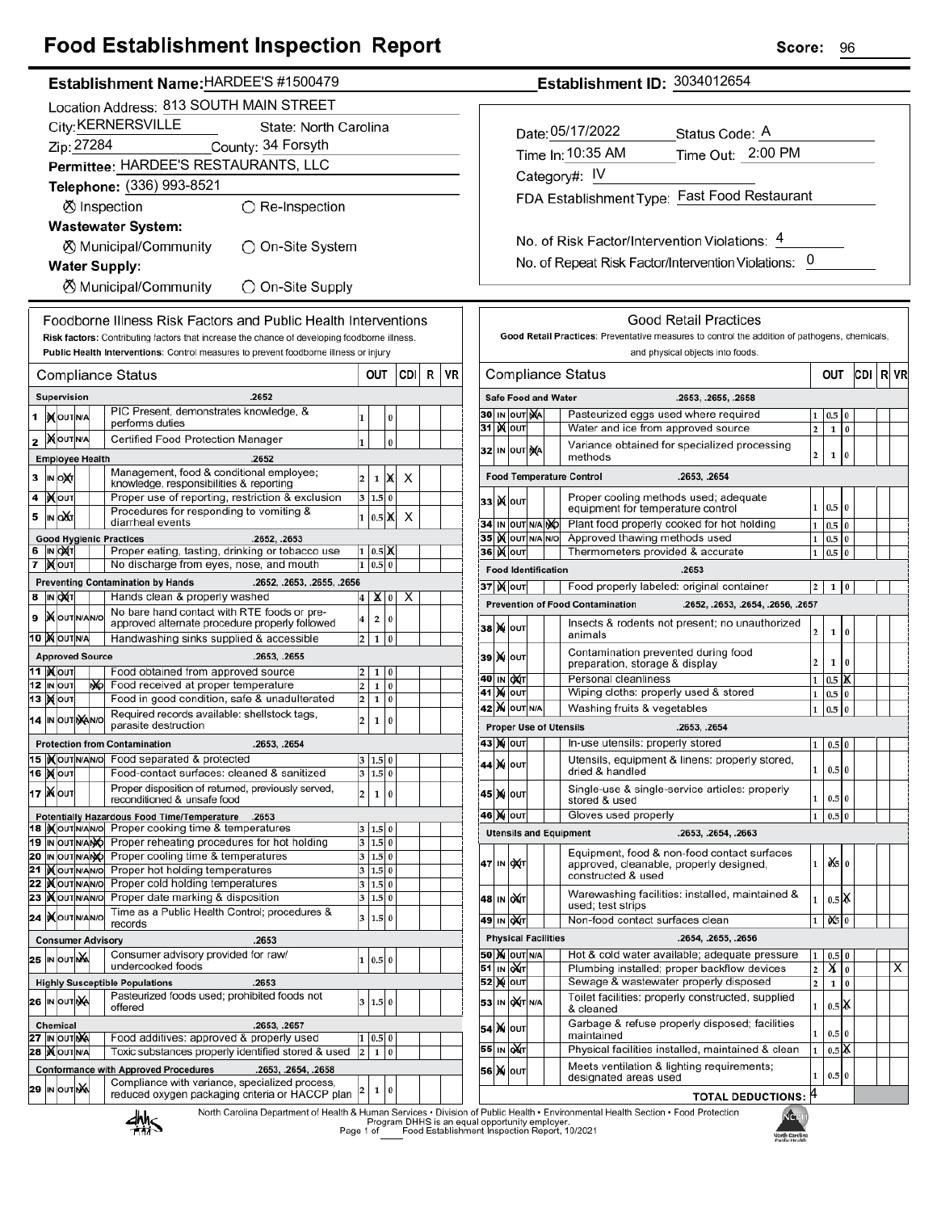# Food Establishment Inspection Report

**Score:** 96

**Establishment Name:** HARDEE'S #1500479

**Establishment ID:** 3034012654

Location Address: 813 SOUTH MAIN STREET

City: KERNERSVILLE State: North Carolina

Zip: 27284 County: 34 Forsyth

Permittee: HARDEE'S RESTAURANTS, LLC

Telephone: (336) 993-8521

☒ Inspection ◯ Re-Inspection

**Wastewater System:**

☒ Municipal/Community ◯ On-Site System

**Water Supply:**

☒ Municipal/Community ◯ On-Site Supply

Date: 05/17/2022 Status Code: A

Time In: 10:35 AM Time Out: 2:00 PM

Category#: IV

FDA Establishment Type: Fast Food Restaurant

No. of Risk Factor/Intervention Violations: 4

No. of Repeat Risk Factor/Intervention Violations: 0

## Foodborne Illness Risk Factors and Public Health Interventions

**Risk factors:** Contributing factors that increase the chance of developing foodborne illness.
**Public Health Interventions:** Control measures to prevent foodborne illness or injury

| # | Compliance Status | | | OUT | | CDI | R | VR |
|---|---|---|---|---|---|---|---|---|
| | **Supervision** .2652 | | | | | | | |
| 1 | IN | PIC Present, demonstrates knowledge, & performs duties | 1 | | 0 | | | |
| 2 | IN | Certified Food Protection Manager | 1 | | 0 | | | |
| | **Employee Health** .2652 | | | | | | | |
| 3 | OUT | Management, food & conditional employee; knowledge, responsibilities & reporting | 2 | 1 | X | X | | |
| 4 | IN | Proper use of reporting, restriction & exclusion | 3 | 1.5 | 0 | | | |
| 5 | OUT | Procedures for responding to vomiting & diarrheal events | 1 | 0.5 | X | X | | |
| | **Good Hygienic Practices** .2652, .2653 | | | | | | | |
| 6 | OUT | Proper eating, tasting, drinking or tobacco use | 1 | 0.5 | X | | | |
| 7 | IN | No discharge from eyes, nose, and mouth | 1 | 0.5 | 0 | | | |
| | **Preventing Contamination by Hands** .2652, .2653, .2655, .2656 | | | | | | | |
| 8 | OUT | Hands clean & properly washed | 4 | X | 0 | X | | |
| 9 | IN | No bare hand contact with RTE foods or pre-approved alternate procedure properly followed | 4 | 2 | 0 | | | |
| 10 | IN | Handwashing sinks supplied & accessible | 2 | 1 | 0 | | | |
| | **Approved Source** .2653, .2655 | | | | | | | |
| 11 | IN | Food obtained from approved source | 2 | 1 | 0 | | | |
| 12 | N/O | Food received at proper temperature | 2 | 1 | 0 | | | |
| 13 | IN | Food in good condition, safe & unadulterated | 2 | 1 | 0 | | | |
| 14 | N/A | Required records available: shellstock tags, parasite destruction | 2 | 1 | 0 | | | |
| | **Protection from Contamination** .2653, .2654 | | | | | | | |
| 15 | IN | Food separated & protected | 3 | 1.5 | 0 | | | |
| 16 | IN | Food-contact surfaces: cleaned & sanitized | 3 | 1.5 | 0 | | | |
| 17 | IN | Proper disposition of returned, previously served, reconditioned & unsafe food | 2 | 1 | 0 | | | |
| | **Potentially Hazardous Food Time/Temperature** .2653 | | | | | | | |
| 18 | IN | Proper cooking time & temperatures | 3 | 1.5 | 0 | | | |
| 19 | N/O | Proper reheating procedures for hot holding | 3 | 1.5 | 0 | | | |
| 20 | N/O | Proper cooling time & temperatures | 3 | 1.5 | 0 | | | |
| 21 | IN | Proper hot holding temperatures | 3 | 1.5 | 0 | | | |
| 22 | IN | Proper cold holding temperatures | 3 | 1.5 | 0 | | | |
| 23 | IN | Proper date marking & disposition | 3 | 1.5 | 0 | | | |
| 24 | IN | Time as a Public Health Control; procedures & records | 3 | 1.5 | 0 | | | |
| | **Consumer Advisory** .2653 | | | | | | | |
| 25 | N/A | Consumer advisory provided for raw/undercooked foods | 1 | 0.5 | 0 | | | |
| | **Highly Susceptible Populations** .2653 | | | | | | | |
| 26 | N/A | Pasteurized foods used; prohibited foods not offered | 3 | 1.5 | 0 | | | |
| | **Chemical** .2653, .2657 | | | | | | | |
| 27 | N/A | Food additives: approved & properly used | 1 | 0.5 | 0 | | | |
| 28 | IN | Toxic substances properly identified stored & used | 2 | 1 | 0 | | | |
| | **Conformance with Approved Procedures** .2653, .2654, .2658 | | | | | | | |
| 29 | N/A | Compliance with variance, specialized process, reduced oxygen packaging criteria or HACCP plan | 2 | 1 | 0 | | | |

## Good Retail Practices

**Good Retail Practices:** Preventative measures to control the addition of pathogens, chemicals, and physical objects into foods.

| # | Compliance Status | | | OUT | | CDI | R | VR |
|---|---|---|---|---|---|---|---|---|
| | **Safe Food and Water** .2653, .2655, .2658 | | | | | | | |
| 30 | N/A | Pasteurized eggs used where required | 1 | 0.5 | 0 | | | |
| 31 | IN | Water and ice from approved source | 2 | 1 | 0 | | | |
| 32 | N/A | Variance obtained for specialized processing methods | 2 | 1 | 0 | | | |
| | **Food Temperature Control** .2653, .2654 | | | | | | | |
| 33 | IN | Proper cooling methods used; adequate equipment for temperature control | 1 | 0.5 | 0 | | | |
| 34 | N/O | Plant food properly cooked for hot holding | 1 | 0.5 | 0 | | | |
| 35 | IN | Approved thawing methods used | 1 | 0.5 | 0 | | | |
| 36 | IN | Thermometers provided & accurate | 1 | 0.5 | 0 | | | |
| | **Food Identification** .2653 | | | | | | | |
| 37 | IN | Food properly labeled: original container | 2 | 1 | 0 | | | |
| | **Prevention of Food Contamination** .2652, .2653, .2654, .2656, .2657 | | | | | | | |
| 38 | IN | Insects & rodents not present; no unauthorized animals | 2 | 1 | 0 | | | |
| 39 | IN | Contamination prevented during food preparation, storage & display | 2 | 1 | 0 | | | |
| 40 | OUT | Personal cleanliness | 1 | 0.5 | X | | | |
| 41 | IN | Wiping cloths: properly used & stored | 1 | 0.5 | 0 | | | |
| 42 | IN | Washing fruits & vegetables | 1 | 0.5 | 0 | | | |
| | **Proper Use of Utensils** .2653, .2654 | | | | | | | |
| 43 | IN | In-use utensils: properly stored | 1 | 0.5 | 0 | | | |
| 44 | IN | Utensils, equipment & linens: properly stored, dried & handled | 1 | 0.5 | 0 | | | |
| 45 | IN | Single-use & single-service articles: properly stored & used | 1 | 0.5 | 0 | | | |
| 46 | IN | Gloves used properly | 1 | 0.5 | 0 | | | |
| | **Utensils and Equipment** .2653, .2654, .2663 | | | | | | | |
| 47 | OUT | Equipment, food & non-food contact surfaces approved, cleanable, properly designed, constructed & used | 1 | X | 0 | | | |
| 48 | OUT | Warewashing facilities: installed, maintained & used; test strips | 1 | 0.5 | X | | | |
| 49 | OUT | Non-food contact surfaces clean | 1 | X | 0 | | | |
| | **Physical Facilities** .2654, .2655, .2656 | | | | | | | |
| 50 | IN | Hot & cold water available; adequate pressure | 1 | 0.5 | 0 | | | |
| 51 | OUT | Plumbing installed; proper backflow devices | 2 | X | 0 | | | X |
| 52 | IN | Sewage & wastewater properly disposed | 2 | 1 | 0 | | | |
| 53 | OUT | Toilet facilities: properly constructed, supplied & cleaned | 1 | 0.5 | X | | | |
| 54 | IN | Garbage & refuse properly disposed; facilities maintained | 1 | 0.5 | 0 | | | |
| 55 | OUT | Physical facilities installed, maintained & clean | 1 | 0.5 | X | | | |
| 56 | IN | Meets ventilation & lighting requirements; designated areas used | 1 | 0.5 | 0 | | | |
| | **TOTAL DEDUCTIONS:** 4 | | | | | | | |

North Carolina Department of Health & Human Services • Division of Public Health • Environmental Health Section • Food Protection Program DHHS is an equal opportunity employer.

Food Establishment Inspection Report, 10/2021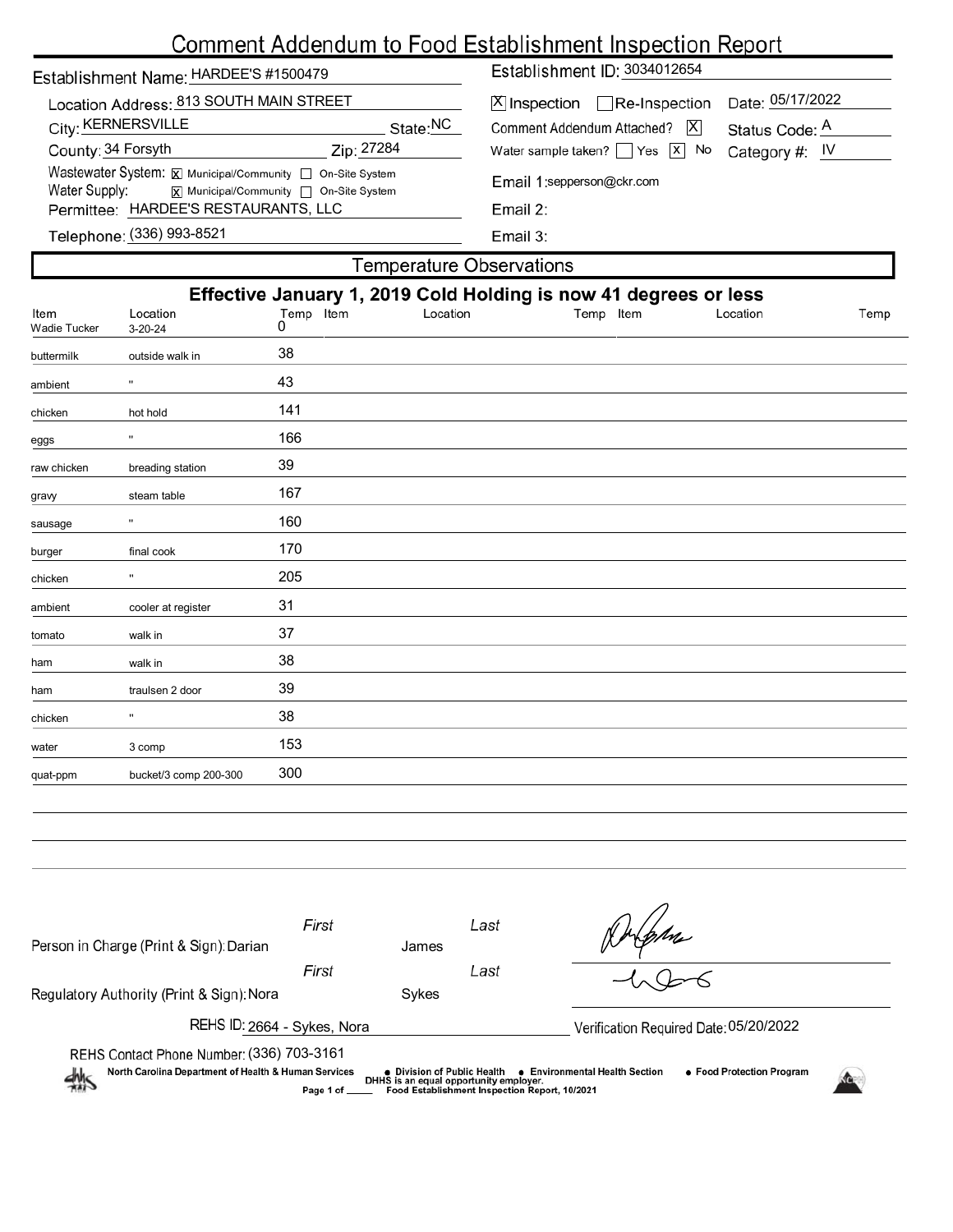# Comment Addendum to Food Establishment Inspection Report

Establishment Name: HARDEE'S #1500479

Location Address: 813 SOUTH MAIN STREET

City: KERNERSVILLE State: NC

County: 34 Forsyth Zip: 27284

Wastewater System: [X] Municipal/Community [ ] On-Site System

Water Supply: [X] Municipal/Community [ ] On-Site System

Permittee: HARDEE'S RESTAURANTS, LLC

Telephone: (336) 993-8521

Establishment ID: 3034012654

[X] Inspection [ ] Re-Inspection Date: 05/17/2022

Comment Addendum Attached? [X] Status Code: A

Water sample taken? [ ] Yes [X] No Category #: IV

Email 1: sepperson@ckr.com

Email 2:

Email 3:

## Temperature Observations

**Effective January 1, 2019 Cold Holding is now 41 degrees or less**

| Item | Location | Temp | Item | Location | Temp | Item | Location | Temp |
|---|---|---|---|---|---|---|---|---|
| Wadie Tucker | 3-20-24 | 0 | | | | | | |
| buttermilk | outside walk in | 38 | | | | | | |
| ambient | " | 43 | | | | | | |
| chicken | hot hold | 141 | | | | | | |
| eggs | " | 166 | | | | | | |
| raw chicken | breading station | 39 | | | | | | |
| gravy | steam table | 167 | | | | | | |
| sausage | " | 160 | | | | | | |
| burger | final cook | 170 | | | | | | |
| chicken | " | 205 | | | | | | |
| ambient | cooler at register | 31 | | | | | | |
| tomato | walk in | 37 | | | | | | |
| ham | walk in | 38 | | | | | | |
| ham | traulsen 2 door | 39 | | | | | | |
| chicken | " | 38 | | | | | | |
| water | 3 comp | 153 | | | | | | |
| quat-ppm | bucket/3 comp 200-300 | 300 | | | | | | |

Person in Charge (Print & Sign): First Darian Last James

Regulatory Authority (Print & Sign): First Nora Last Sykes

REHS ID: 2664 - Sykes, Nora

Verification Required Date: 05/20/2022

REHS Contact Phone Number: (336) 703-3161

North Carolina Department of Health & Human Services • Division of Public Health • Environmental Health Section • Food Protection Program

DHHS is an equal opportunity employer.

Food Establishment Inspection Report, 10/2021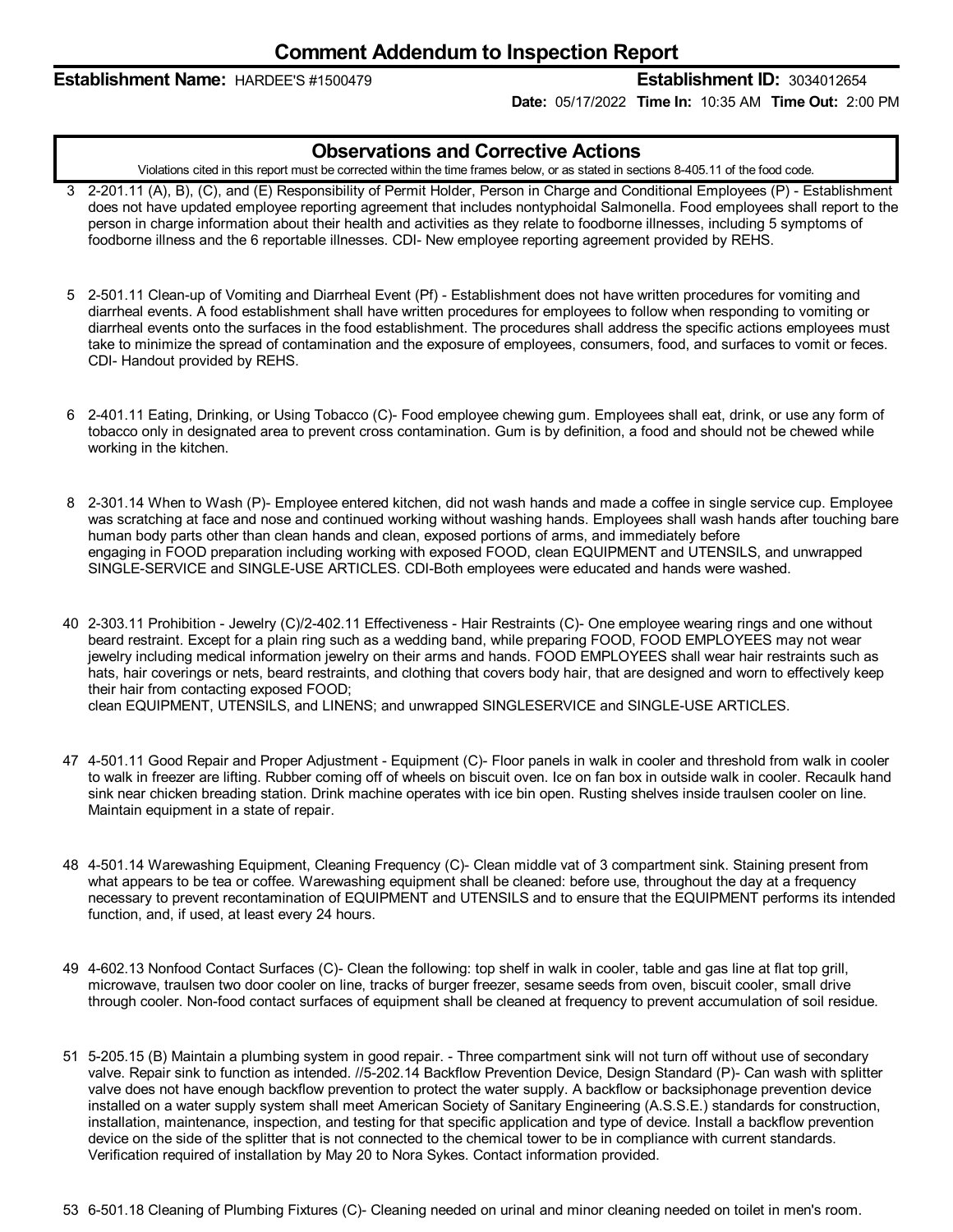# Comment Addendum to Inspection Report

**Establishment Name:** HARDEE'S #1500479 **Establishment ID:** 3034012654

**Date:** 05/17/2022 **Time In:** 10:35 AM **Time Out:** 2:00 PM

## Observations and Corrective Actions

Violations cited in this report must be corrected within the time frames below, or as stated in sections 8-405.11 of the food code.

3 2-201.11 (A), B), (C), and (E) Responsibility of Permit Holder, Person in Charge and Conditional Employees (P) - Establishment does not have updated employee reporting agreement that includes nontyphoidal Salmonella. Food employees shall report to the person in charge information about their health and activities as they relate to foodborne illnesses, including 5 symptoms of foodborne illness and the 6 reportable illnesses. CDI- New employee reporting agreement provided by REHS.

5 2-501.11 Clean-up of Vomiting and Diarrheal Event (Pf) - Establishment does not have written procedures for vomiting and diarrheal events. A food establishment shall have written procedures for employees to follow when responding to vomiting or diarrheal events onto the surfaces in the food establishment. The procedures shall address the specific actions employees must take to minimize the spread of contamination and the exposure of employees, consumers, food, and surfaces to vomit or feces. CDI- Handout provided by REHS.

6 2-401.11 Eating, Drinking, or Using Tobacco (C)- Food employee chewing gum. Employees shall eat, drink, or use any form of tobacco only in designated area to prevent cross contamination. Gum is by definition, a food and should not be chewed while working in the kitchen.

8 2-301.14 When to Wash (P)- Employee entered kitchen, did not wash hands and made a coffee in single service cup. Employee was scratching at face and nose and continued working without washing hands. Employees shall wash hands after touching bare human body parts other than clean hands and clean, exposed portions of arms, and immediately before engaging in FOOD preparation including working with exposed FOOD, clean EQUIPMENT and UTENSILS, and unwrapped SINGLE-SERVICE and SINGLE-USE ARTICLES. CDI-Both employees were educated and hands were washed.

40 2-303.11 Prohibition - Jewelry (C)/2-402.11 Effectiveness - Hair Restraints (C)- One employee wearing rings and one without beard restraint. Except for a plain ring such as a wedding band, while preparing FOOD, FOOD EMPLOYEES may not wear jewelry including medical information jewelry on their arms and hands. FOOD EMPLOYEES shall wear hair restraints such as hats, hair coverings or nets, beard restraints, and clothing that covers body hair, that are designed and worn to effectively keep their hair from contacting exposed FOOD;
clean EQUIPMENT, UTENSILS, and LINENS; and unwrapped SINGLESERVICE and SINGLE-USE ARTICLES.

47 4-501.11 Good Repair and Proper Adjustment - Equipment (C)- Floor panels in walk in cooler and threshold from walk in cooler to walk in freezer are lifting. Rubber coming off of wheels on biscuit oven. Ice on fan box in outside walk in cooler. Recaulk hand sink near chicken breading station. Drink machine operates with ice bin open. Rusting shelves inside traulsen cooler on line. Maintain equipment in a state of repair.

48 4-501.14 Warewashing Equipment, Cleaning Frequency (C)- Clean middle vat of 3 compartment sink. Staining present from what appears to be tea or coffee. Warewashing equipment shall be cleaned: before use, throughout the day at a frequency necessary to prevent recontamination of EQUIPMENT and UTENSILS and to ensure that the EQUIPMENT performs its intended function, and, if used, at least every 24 hours.

49 4-602.13 Nonfood Contact Surfaces (C)- Clean the following: top shelf in walk in cooler, table and gas line at flat top grill, microwave, traulsen two door cooler on line, tracks of burger freezer, sesame seeds from oven, biscuit cooler, small drive through cooler. Non-food contact surfaces of equipment shall be cleaned at frequency to prevent accumulation of soil residue.

51 5-205.15 (B) Maintain a plumbing system in good repair. - Three compartment sink will not turn off without use of secondary valve. Repair sink to function as intended. //5-202.14 Backflow Prevention Device, Design Standard (P)- Can wash with splitter valve does not have enough backflow prevention to protect the water supply. A backflow or backsiphonage prevention device installed on a water supply system shall meet American Society of Sanitary Engineering (A.S.S.E.) standards for construction, installation, maintenance, inspection, and testing for that specific application and type of device. Install a backflow prevention device on the side of the splitter that is not connected to the chemical tower to be in compliance with current standards. Verification required of installation by May 20 to Nora Sykes. Contact information provided.

53 6-501.18 Cleaning of Plumbing Fixtures (C)- Cleaning needed on urinal and minor cleaning needed on toilet in men's room.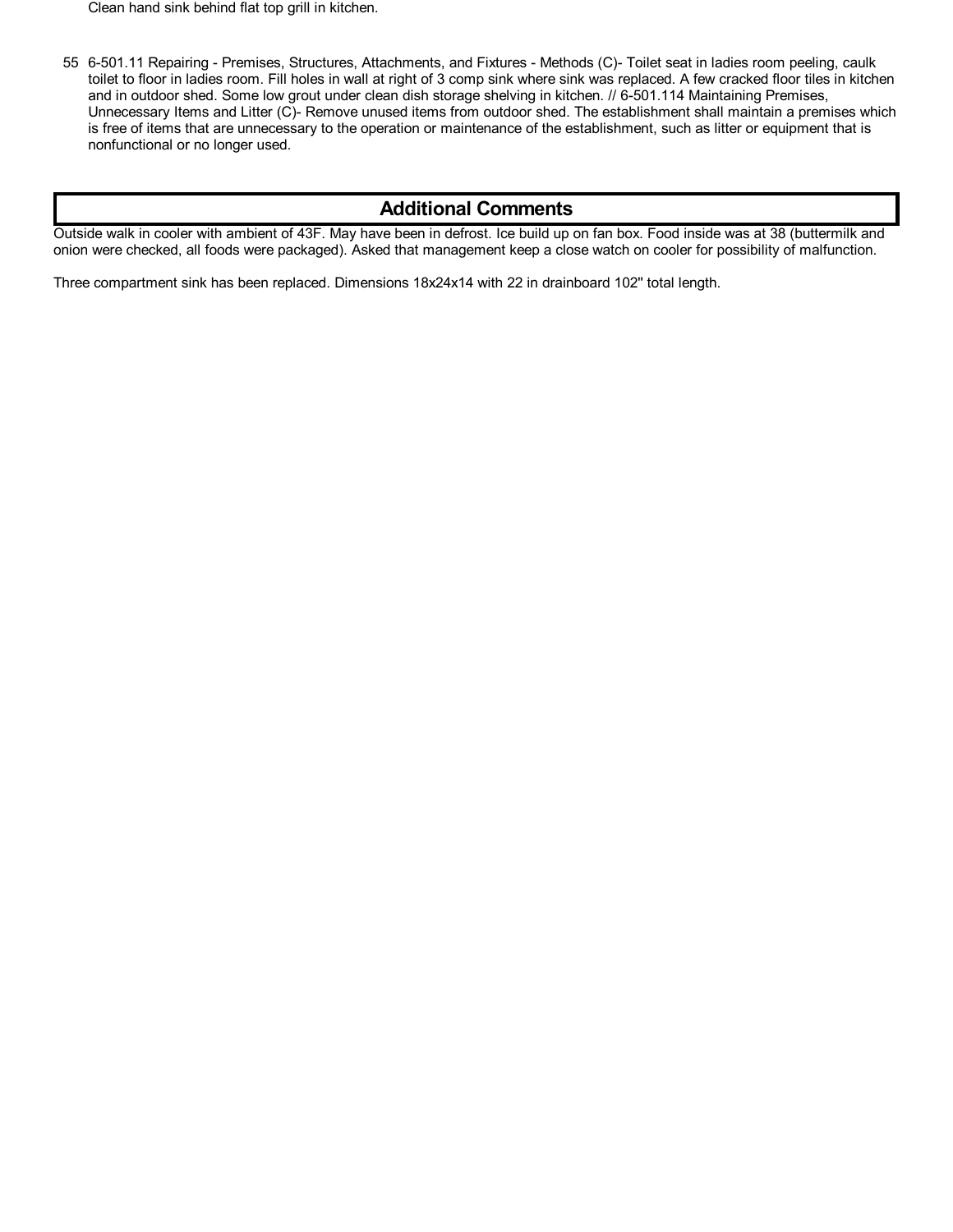Clean hand sink behind flat top grill in kitchen.

55 6-501.11 Repairing - Premises, Structures, Attachments, and Fixtures - Methods (C)- Toilet seat in ladies room peeling, caulk toilet to floor in ladies room. Fill holes in wall at right of 3 comp sink where sink was replaced. A few cracked floor tiles in kitchen and in outdoor shed. Some low grout under clean dish storage shelving in kitchen. // 6-501.114 Maintaining Premises, Unnecessary Items and Litter (C)- Remove unused items from outdoor shed. The establishment shall maintain a premises which is free of items that are unnecessary to the operation or maintenance of the establishment, such as litter or equipment that is nonfunctional or no longer used.

## Additional Comments

Outside walk in cooler with ambient of 43F. May have been in defrost. Ice build up on fan box. Food inside was at 38 (buttermilk and onion were checked, all foods were packaged). Asked that management keep a close watch on cooler for possibility of malfunction.

Three compartment sink has been replaced. Dimensions 18x24x14 with 22 in drainboard 102" total length.